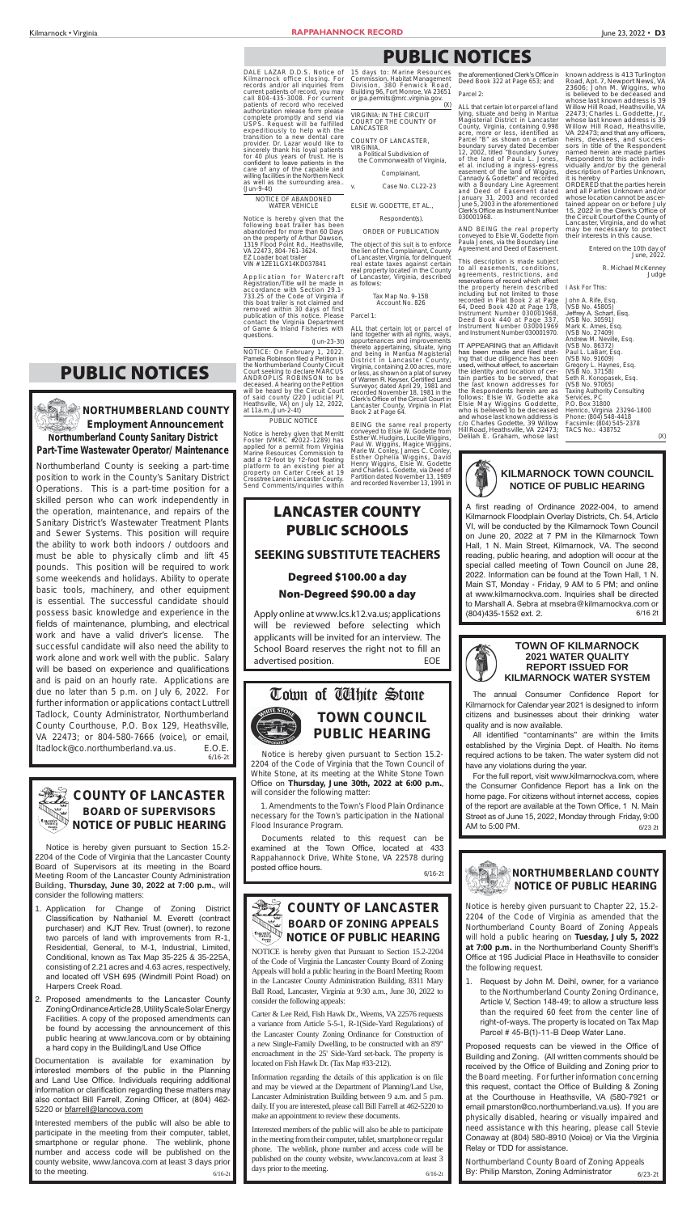# PUBLIC NOTICES

DALE LAZAR D.D.S. Notice of Kilmarnock office closing. For records and/or all inquiries from current patients of record, you may call 804-435-3008. For current patients of record who received authorization release form please complete promptly and send via USPS. Request will be fulfilled expeditiously to help with the transition to a new dental care provider. Dr. Lazar would like to sincerely thank his loyal patients for 40 plus years of trust. He is confident to leave patients in the care of any of the capable and willing facilities in the Northern Neck as well as the surrounding area.. (Jun-9-4t)

NOTICE OF ABANDONED WATER VEHICLE

Notice is hereby given that the following boat trailer has been abandoned for more than 60 Days on the property of Arthur Dawson, 1319 Flood Point Rd., Heathsville, VA 22473, 804-761-3624.
EZ Loader boat trailer
VIN #1ZE1LGX14KD037841

Application for Watercraft Registration/Title will be made in accordance with Section 29.1-733.25 of the Code of Virginia if this boat trailer is not claimed and removed within 30 days of first publication of this notice. Please contact the Virginia Department of Game & Inland Fisheries with questions.

(Jun-23-3t)

NOTICE: On February 1, 2022. Pamela Robinson filed a Petition in the Northumberland County Circuit Court seeking to declare MARCUS ANDROPLIS ROBINSON to be deceased. A hearing on the Petition will be heard by the Circuit Court of said county (220 Judicial Pl, Heathsville, VA) on July 12, 2022, at 11a.m.,(Jun-2-4t)

PUBLIC NOTICE

Notice is hereby given that Merritt Foster (VMRC #2022-1289) has applied for a permit from Virginia Marine Resources Commission to add a 12-foot by 12-foot floating platform to an existing pier at property on Carter Creek at 19 Crosstree Lane in Lancaster County. Send Comments/inquiries within 15 days to: Marine Resources Commission, Habitat Management Division, 380 Fenwick Road, Building 96, Fort Monroe, VA 23651 or jpa.permits@mrc.virginia.gov.

(X)

VIRGINIA: IN THE CIRCUIT COURT OF THE COUNTY OF LANCASTER

COUNTY OF LANCASTER, VIRGINIA,
a Political Subdivision of the Commonwealth of Virginia,

Complainant,

v. Case No. CL22-23

ELSIE W. GODETTE, ET AL.,

Respondent(s).

ORDER OF PUBLICATION

The object of this suit is to enforce the lien of the Complainant, County of Lancaster, Virginia, for delinquent real estate taxes against certain real property located in the County of Lancaster, Virginia, described as follows:

Tax Map No. 9-15B
Account No. 826

Parcel 1:

ALL that certain lot or parcel of land together with all rights, ways, appurtenances and improvements thereto appertaining, situate, lying and being in Mantua Magisterial District in Lancaster County, Virginia, containing 2.00 acres, more or less, as shown on a plat of survey of Warren R. Keyser, Certified Land Surveyor, dated April 29, 1981 and recorded November 18, 1981 in the Clerk's Office of the Circuit Court in Lancaster County, Virginia in Plat Book 2 at Page 64.

BEING the same real property conveyed to Elsie W. Godette from Esther W. Hudgins, Lucille Wiggins, Paul W. Wiggins, Magice Wiggins, Marie W. Conley, James C. Conley, Esther Ophelia Wiggins, David Henry Wiggins, Elsie W. Godette and Charles L. Godette, via Deed of Partition dated November 13, 1989 and recorded November 13, 1991 in the aforementioned Clerk's Office in Deed Book 322 at Page 653; and

Parcel 2:

ALL that certain lot or parcel of land lying, situate and being in Mantua Magisterial District in Lancaster County, Virginia, containing 0.998 acre, more or less, identified as Parcel "B" as shown on a certain boundary survey dated December 12, 2002, titled "Boundary Survey of the land of Paula L. Jones, et al. including a ingress egress easement of the land of Wiggins, Cannady & Godette" and recorded with a Boundary Line Agreement and Deed of Easement dated January 31, 2003 and recorded June 5, 2003 in the aforementioned Clerk's Office as Instrument Number 030001968.

AND BEING the real property conveyed to Elsie W. Godette from Paula Jones, via the Boundary Line Agreement and Deed of Easement.

This description is made subject to all easements, conditions, agreements, restrictions, and reservations of record which affect the property herein described including but not limited to those recorded in Plat Book 2 at Page 64, Deed Book 420 at Page 178, Instrument Number 030001968, Deed Book 440 at Page 337, Instrument Number 030001969 and Instrument Number 030001970.

IT APPEARING that an Affidavit has been made and filed stating that due diligence has been used, without effect, to ascertain the identity and location of certain parties to be served, that the last known addresses for the Respondents herein are as follows: Elsie W. Godette aka Elsie May Wiggins Goddette, who is believed to be deceased and whose last known address is c/o Charles Godette, 39 Willow Hill Road, Heathsville, VA 22473; Delilah E. Graham, whose last known address is 413 Turlington Road, Apt. 7, Newport News, VA 23606; John M. Wiggins, who is believed to be deceased and whose last known address is 39 Willow Hill Road, Heathsville, VA 22473; Charles L. Goddette, Jr., whose last known address is 39 Willow Hill Road, Heathsville, VA 22473; and that any officers, heirs, devisees, and successors in title of the Respondent named herein are made parties Respondent to this action individually and/or by the general description of Parties Unknown, it is hereby

ORDERED that the parties herein and all Parties Unknown and/or whose location cannot be ascertained appear on or before July 15, 2022 in the Clerk's Office of the Circuit Court of the County of Lancaster, Virginia, and do what may be necessary to protect their interests in this cause.

Entered on the 10th day of June, 2022.

R. Michael McKenney
Judge

I Ask For This:

John A. Rife, Esq.
(VSB No. 45805)
Jeffrey A. Scharf, Esq.
(VSB No. 30591)
Mark K. Ames, Esq.
(VSB No. 27409)
Andrew M. Neville, Esq.
(VSB No. 86372)
Paul L. LaBarr, Esq.
(VSB No. 91609)
Gregory L. Haynes, Esq.
(VSB No. 37158)
Seth R. Konopasek, Esq.
(VSB No. 97065)
Taxing Authority Consulting Services, PC
P.O. Box 31800
Henrico, Virginia 23294-1800
Phone: (804) 548-4418
Facsimile: (804) 545-2378
TACS No.: 438752

(X)

# PUBLIC NOTICES

## NORTHUMBERLAND COUNTY Employment Announcement

### Northumberland County Sanitary District Part-Time Wastewater Operator/ Maintenance

Northumberland County is seeking a part-time position to work in the County's Sanitary District Operations. This is a part-time position for a skilled person who can work independently in the operation, maintenance, and repairs of the Sanitary District's Wastewater Treatment Plants and Sewer Systems. This position will require the ability to work both indoors / outdoors and must be able to physically climb and lift 45 pounds. This position will be required to work some weekends and holidays. Ability to operate basic tools, machinery, and other equipment is essential. The successful candidate should possess basic knowledge and experience in the fields of maintenance, plumbing, and electrical work and have a valid driver's license. The successful candidate will also need the ability to work alone and work well with the public. Salary will be based on experience and qualifications and is paid on an hourly rate. Applications are due no later than 5 p.m. on July 6, 2022. For further information or applications contact Luttrell Tadlock, County Administrator, Northumberland County Courthouse, P.O. Box 129, Heathsville, VA 22473; or 804-580-7666 (voice), or email, ltadlock@co.northumberland.va.us. E.O.E. 6/16-2t

## LANCASTER COUNTY PUBLIC SCHOOLS

### SEEKING SUBSTITUTE TEACHERS

**Degreed $100.00 a day**

**Non-Degreed $90.00 a day**

Apply online at www.lcs.k12.va.us; applications will be reviewed before selecting which applicants will be invited for an interview. The School Board reserves the right not to fill an advertised position. EOE

## Town of White Stone

### TOWN COUNCIL PUBLIC HEARING

Notice is hereby given pursuant to Section 15.2-2204 of the Code of Virginia that the Town Council of White Stone, at its meeting at the White Stone Town Office on **Thursday, June 30th, 2022 at 6:00 p.m.**, will consider the following matter:

1. Amendments to the Town's Flood Plain Ordinance necessary for the Town's participation in the National Flood Insurance Program.

Documents related to this request can be examined at the Town Office, located at 433 Rappahannock Drive, White Stone, VA 22578 during posted office hours.

6/16-2t

## KILMARNOCK TOWN COUNCIL NOTICE OF PUBLIC HEARING

A first reading of Ordinance 2022-004, to amend Kilmarnock Floodplain Overlay Districts, Ch. 54, Article VI, will be conducted by the Kilmarnock Town Council on June 20, 2022 at 7 PM in the Kilmarnock Town Hall, 1 N. Main Street, Kilmarnock, VA. The second reading, public hearing, and adoption will occur at the special called meeting of Town Council on June 28, 2022. Information can be found at the Town Hall, 1 N. Main ST, Monday - Friday, 9 AM to 5 PM; and online at www.kilmarnockva.com. Inquiries shall be directed to Marshall A. Sebra at msebra@kilmarnockva.com or (804)435-1552 ext. 2. 6/16 2t

## TOWN OF KILMARNOCK 2021 WATER QUALITY REPORT ISSUED FOR KILMARNOCK WATER SYSTEM

The annual Consumer Confidence Report for Kilmarnock for Calendar year 2021 is designed to inform citizens and businesses about their drinking water quality and is now available.

All identified "contaminants" are within the limits established by the Virginia Dept. of Health. No items required actions to be taken. The water system did not have any violations during the year.

For the full report, visit www.kilmarnockva.com, where the Consumer Confidence Report has a link on the home page. For citizens without internet access, copies of the report are available at the Town Office, 1 N. Main Street as of June 15, 2022, Monday through Friday, 9:00 AM to 5:00 PM. 6/23 2t

## COUNTY OF LANCASTER BOARD OF SUPERVISORS NOTICE OF PUBLIC HEARING

Notice is hereby given pursuant to Section 15.2-2204 of the Code of Virginia that the Lancaster County Board of Supervisors at its meeting in the Board Meeting Room of the Lancaster County Administration Building, **Thursday, June 30, 2022 at 7:00 p.m.**, will consider the following matters:

1. Application for Change of Zoning District Classification by Nathaniel M. Everett (contract purchaser) and KJT Rev. Trust (owner), to rezone two parcels of land with improvements from R-1, Residential, General, to M-1, Industrial, Limited, Conditional, known as Tax Map 35-225 & 35-225A, consisting of 2.21 acres and 4.63 acres, respectively, and located off VSH 695 (Windmill Point Road) on Harpers Creek Road.

2. Proposed amendments to the Lancaster County Zoning Ordinance Article 28, Utility Scale Solar Energy Facilities. A copy of the proposed amendments can be found by accessing the announcement of this public hearing at www.lancova.com or by obtaining a hard copy in the Building/Land Use Office

Documentation is available for examination by interested members of the public in the Planning and Land Use Office. Individuals requiring additional information or clarification regarding these matters may also contact Bill Farrell, Zoning Officer, at (804) 462-5220 or bfarrell@lancova.com

Interested members of the public will also be able to participate in the meeting from their computer, tablet, smartphone or regular phone. The weblink, phone number and access code will be published on the county website, www.lancova.com at least 3 days prior to the meeting. 6/16-2t

## COUNTY OF LANCASTER BOARD OF ZONING APPEALS NOTICE OF PUBLIC HEARING

NOTICE is hereby given that Pursuant to Section 15.2-2204 of the Code of Virginia the Lancaster County Board of Zoning Appeals will hold a public hearing in the Board Meeting Room in the Lancaster County Administration Building, 8311 Mary Ball Road, Lancaster, Virginia at 9:30 a.m., June 30, 2022 to consider the following appeals:

Carter & Lee Reid, Fish Hawk Dr., Weems, VA 22576 requests a variance from Article 5-5-1, R-1(Side-Yard Regulations) of the Lancaster County Zoning Ordinance for Construction of a new Single-Family Dwelling, to be constructed with an 8'9" encroachment in the 25' Side-Yard set-back. The property is located on Fish Hawk Dr. (Tax Map #33-212).

Information regarding the details of this application is on file and may be viewed at the Department of Planning/Land Use, Lancaster Administration Building between 9 a.m. and 5 p.m. daily. If you are interested, please call Bill Farrell at 462-5220 to make an appointment to review these documents.

Interested members of the public will also be able to participate in the meeting from their computer, tablet, smartphone or regular phone. The weblink, phone number and access code will be published on the county website, www.lancova.com at least 3 days prior to the meeting. 6/16-2t

## NORTHUMBERLAND COUNTY NOTICE OF PUBLIC HEARING

Notice is hereby given pursuant to Chapter 22, 15.2-2204 of the Code of Virginia as amended that the Northumberland County Board of Zoning Appeals will hold a public hearing on **Tuesday, July 5, 2022 at 7:00 p.m.** in the Northumberland County Sheriff's Office at 195 Judicial Place in Heathsville to consider the following request.

1. Request by John M. Deihl, owner, for a variance to the Northumberland County Zoning Ordinance, Article V, Section 148-49; to allow a structure less than the required 60 feet from the center line of right-of-ways. The property is located on Tax Map Parcel # 45-B(1)-11-B Deep Water Lane.

Proposed requests can be viewed in the Office of Building and Zoning. (All written comments should be received by the Office of Building and Zoning prior to the Board meeting. For further information concerning this request, contact the Office of Building & Zoning at the Courthouse in Heathsville, VA (580-7921 or email pmarston@co.northumberland.va.us). If you are physically disabled, hearing or visually impaired and need assistance with this hearing, please call Stevie Conaway at (804) 580-8910 (Voice) or Via the Virginia Relay or TDD for assistance.

Northumberland County Board of Zoning Appeals
By: Philip Marston, Zoning Administrator 6/23-2t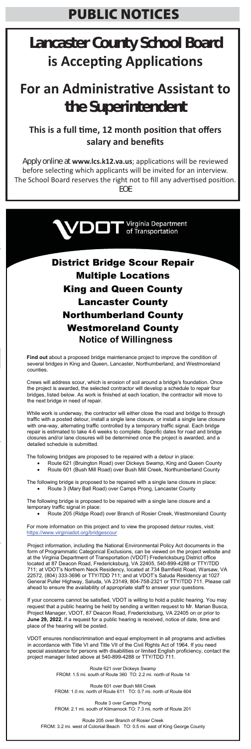# PUBLIC NOTICES

# Lancaster County School Board is Accepting Applications

# For an Administrative Assistant to the Superintendent

### This is a full time, 12 month position that offers salary and benefits

Apply online at **www.lcs.k12.va.us**; applications will be reviewed before selecting which applicants will be invited for an interview. The School Board reserves the right not to fill any advertised position.

EOE

---

VDOT Virginia Department of Transportation

## District Bridge Scour Repair Multiple Locations King and Queen County Lancaster County Northumberland County Westmoreland County

## Notice of Willingness

**Find out** about a proposed bridge maintenance project to improve the condition of several bridges in King and Queen, Lancaster, Northumberland, and Westmoreland counties.

Crews will address scour, which is erosion of soil around a bridge's foundation. Once the project is awarded, the selected contractor will develop a schedule to repair four bridges, listed below. As work is finished at each location, the contractor will move to the next bridge in need of repair.

While work is underway, the contractor will either close the road and bridge to through traffic with a posted detour, install a single lane closure, or install a single lane closure with one-way, alternating traffic controlled by a temporary traffic signal. Each bridge repair is estimated to take 4-6 weeks to complete. Specific dates for road and bridge closures and/or lane closures will be determined once the project is awarded, and a detailed schedule is submitted.

The following bridges are proposed to be repaired with a detour in place:

- Route 621 (Bruington Road) over Dickeys Swamp, King and Queen County
- Route 601 (Bush Mill Road) over Bush Mill Creek, Northumberland County

The following bridge is proposed to be repaired with a single lane closure in place:

- Route 3 (Mary Ball Road) over Camps Prong, Lancaster County

The following bridge is proposed to be repaired with a single lane closure and a temporary traffic signal in place:

- Route 205 (Ridge Road) over Branch of Rosier Creek, Westmoreland County

For more information on this project and to view the proposed detour routes, visit: https://www.virginiadot.org/bridgescour

Project information, including the National Environmental Policy Act documents in the form of Programmatic Categorical Exclusions, can be viewed on the project website and at the Virginia Department of Transportation (VDOT) Fredericksburg District office located at 87 Deacon Road, Fredericksburg, VA 22405, 540-899-4288 or TTY/TDD 711; at VDOT's Northern Neck Residency, located at 734 Bamfield Road, Warsaw, VA 22572, (804) 333-3696 or TTY/TDD 711; and at VDOT's Saluda Residency at 1027 General Puller Highway, Saluda, VA 23149, 804-758-2321 or TTY/TDD 711. Please call ahead to ensure the availability of appropriate staff to answer your questions.

If your concerns cannot be satisfied, VDOT is willing to hold a public hearing. You may request that a public hearing be held by sending a written request to Mr. Marian Busca, Project Manager, VDOT, 87 Deacon Road, Fredericksburg, VA 22405 on or prior to **June 29, 2022.** If a request for a public hearing is received, notice of date, time and place of the hearing will be posted.

VDOT ensures nondiscrimination and equal employment in all programs and activities in accordance with Title VI and Title VII of the Civil Rights Act of 1964. If you need special assistance for persons with disabilities or limited English proficiency, contact the project manager listed above at 540-899-4288 or TTY/TDD 711.

Route 621 over Dickeys Swamp
FROM: 1.5 mi. south of Route 360 TO: 2.2 mi. north of Route 14

Route 601 over Bush Mill Creek
FROM: 1.0 mi. north of Route 611 TO: 0.7 mi. north of Route 604

Route 3 over Camps Prong
FROM: 2.1 mi. south of Kilmarnock TO: 7.3 mi. north of Route 201

Route 205 over Branch of Rosier Creek
FROM: 3.2 mi. west of Colonial Beach TO: 0.5 mi. east of King George County